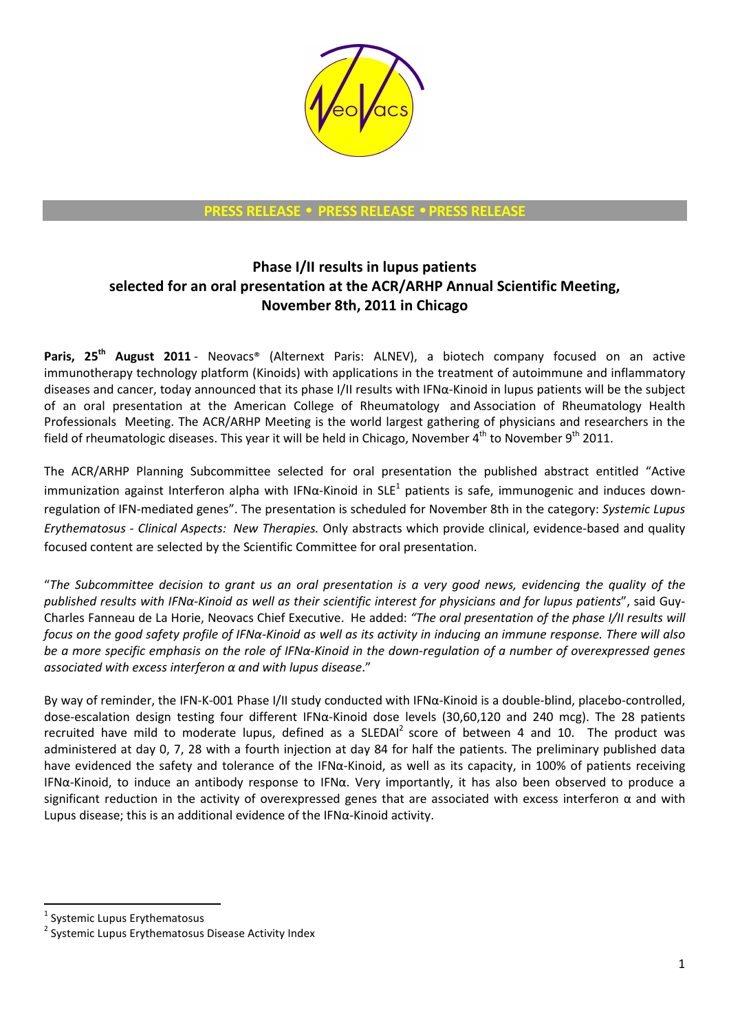**PRESS RELEASE • PRESS RELEASE • PRESS RELEASE**

# Phase I/II results in lupus patients selected for an oral presentation at the ACR/ARHP Annual Scientific Meeting, November 8th, 2011 in Chicago

**Paris, 25th August 2011** - Neovacs® (Alternext Paris: ALNEV), a biotech company focused on an active immunotherapy technology platform (Kinoids) with applications in the treatment of autoimmune and inflammatory diseases and cancer, today announced that its phase I/II results with IFNα-Kinoid in lupus patients will be the subject of an oral presentation at the American College of Rheumatology and Association of Rheumatology Health Professionals Meeting. The ACR/ARHP Meeting is the world largest gathering of physicians and researchers in the field of rheumatologic diseases. This year it will be held in Chicago, November 4th to November 9th 2011.

The ACR/ARHP Planning Subcommittee selected for oral presentation the published abstract entitled "Active immunization against Interferon alpha with IFNα-Kinoid in SLE[1] patients is safe, immunogenic and induces down-regulation of IFN-mediated genes". The presentation is scheduled for November 8th in the category: *Systemic Lupus Erythematosus - Clinical Aspects: New Therapies.* Only abstracts which provide clinical, evidence-based and quality focused content are selected by the Scientific Committee for oral presentation.

"*The Subcommittee decision to grant us an oral presentation is a very good news, evidencing the quality of the published results with IFNα-Kinoid as well as their scientific interest for physicians and for lupus patients*", said Guy-Charles Fanneau de La Horie, Neovacs Chief Executive. He added: *"The oral presentation of the phase I/II results will focus on the good safety profile of IFNα-Kinoid as well as its activity in inducing an immune response. There will also be a more specific emphasis on the role of IFNα-Kinoid in the down-regulation of a number of overexpressed genes associated with excess interferon α and with lupus disease*."

By way of reminder, the IFN-K-001 Phase I/II study conducted with IFNα-Kinoid is a double-blind, placebo-controlled, dose-escalation design testing four different IFNα-Kinoid dose levels (30,60,120 and 240 mcg). The 28 patients recruited have mild to moderate lupus, defined as a SLEDAI[2] score of between 4 and 10. The product was administered at day 0, 7, 28 with a fourth injection at day 84 for half the patients. The preliminary published data have evidenced the safety and tolerance of the IFNα-Kinoid, as well as its capacity, in 100% of patients receiving IFNα-Kinoid, to induce an antibody response to IFNα. Very importantly, it has also been observed to produce a significant reduction in the activity of overexpressed genes that are associated with excess interferon α and with Lupus disease; this is an additional evidence of the IFNα-Kinoid activity.

---

[1] Systemic Lupus Erythematosus

[2] Systemic Lupus Erythematosus Disease Activity Index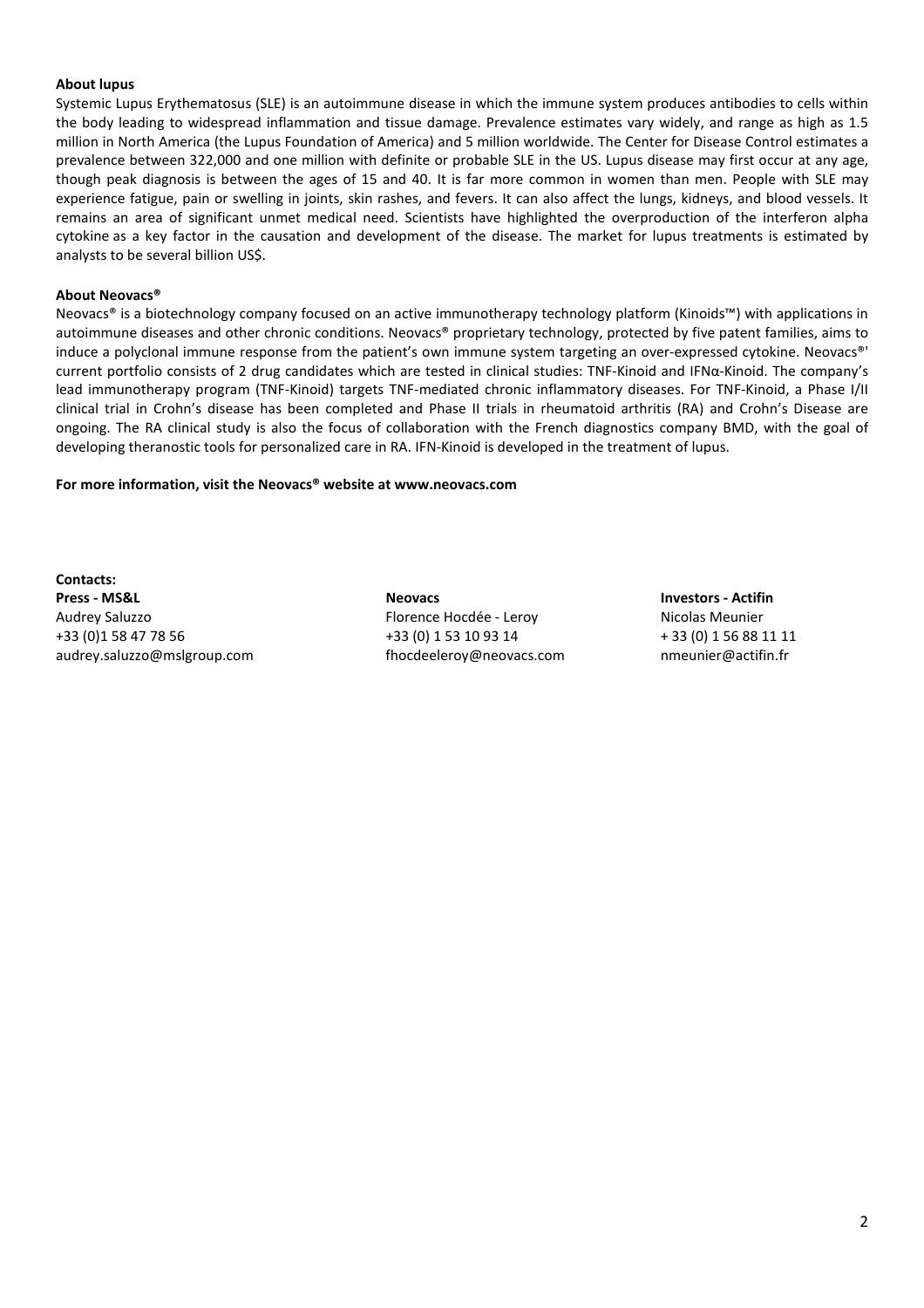**About lupus**

Systemic Lupus Erythematosus (SLE) is an autoimmune disease in which the immune system produces antibodies to cells within the body leading to widespread inflammation and tissue damage. Prevalence estimates vary widely, and range as high as 1.5 million in North America (the Lupus Foundation of America) and 5 million worldwide. The Center for Disease Control estimates a prevalence between 322,000 and one million with definite or probable SLE in the US. Lupus disease may first occur at any age, though peak diagnosis is between the ages of 15 and 40. It is far more common in women than men. People with SLE may experience fatigue, pain or swelling in joints, skin rashes, and fevers. It can also affect the lungs, kidneys, and blood vessels. It remains an area of significant unmet medical need. Scientists have highlighted the overproduction of the interferon alpha cytokine as a key factor in the causation and development of the disease. The market for lupus treatments is estimated by analysts to be several billion US$.

**About Neovacs®**

Neovacs® is a biotechnology company focused on an active immunotherapy technology platform (Kinoids™) with applications in autoimmune diseases and other chronic conditions. Neovacs® proprietary technology, protected by five patent families, aims to induce a polyclonal immune response from the patient's own immune system targeting an over-expressed cytokine. Neovacs®' current portfolio consists of 2 drug candidates which are tested in clinical studies: TNF-Kinoid and IFNα-Kinoid. The company's lead immunotherapy program (TNF-Kinoid) targets TNF-mediated chronic inflammatory diseases. For TNF-Kinoid, a Phase I/II clinical trial in Crohn's disease has been completed and Phase II trials in rheumatoid arthritis (RA) and Crohn's Disease are ongoing. The RA clinical study is also the focus of collaboration with the French diagnostics company BMD, with the goal of developing theranostic tools for personalized care in RA. IFN-Kinoid is developed in the treatment of lupus.

**For more information, visit the Neovacs® website at www.neovacs.com**

**Contacts:**

**Press - MS&L**
Audrey Saluzzo
+33 (0)1 58 47 78 56
audrey.saluzzo@mslgroup.com

**Neovacs**
Florence Hocdée - Leroy
+33 (0) 1 53 10 93 14
fhocdeeleroy@neovacs.com

**Investors - Actifin**
Nicolas Meunier
+ 33 (0) 1 56 88 11 11
nmeunier@actifin.fr